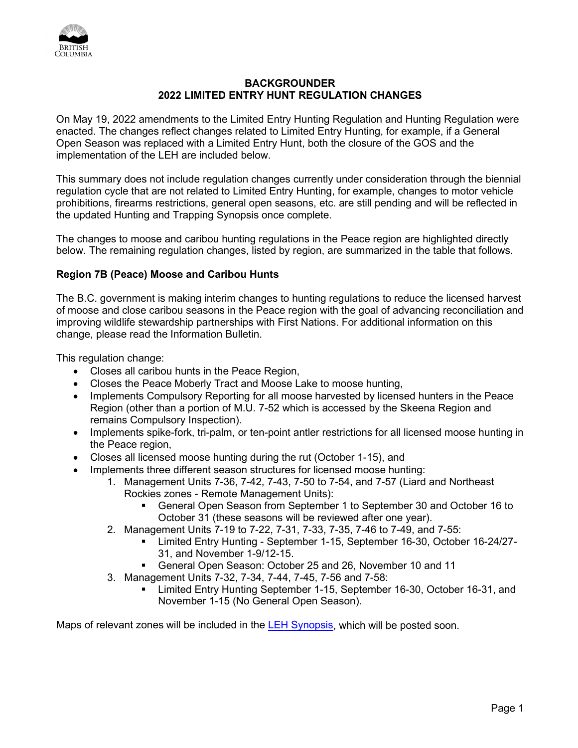**BACKGROUNDER**
**2022 LIMITED ENTRY HUNT REGULATION CHANGES**

On May 19, 2022 amendments to the Limited Entry Hunting Regulation and Hunting Regulation were enacted. The changes reflect changes related to Limited Entry Hunting, for example, if a General Open Season was replaced with a Limited Entry Hunt, both the closure of the GOS and the implementation of the LEH are included below.

This summary does not include regulation changes currently under consideration through the biennial regulation cycle that are not related to Limited Entry Hunting, for example, changes to motor vehicle prohibitions, firearms restrictions, general open seasons, etc. are still pending and will be reflected in the updated Hunting and Trapping Synopsis once complete.

The changes to moose and caribou hunting regulations in the Peace region are highlighted directly below. The remaining regulation changes, listed by region, are summarized in the table that follows.

## Region 7B (Peace) Moose and Caribou Hunts

The B.C. government is making interim changes to hunting regulations to reduce the licensed harvest of moose and close caribou seasons in the Peace region with the goal of advancing reconciliation and improving wildlife stewardship partnerships with First Nations. For additional information on this change, please read the Information Bulletin.

This regulation change:

- Closes all caribou hunts in the Peace Region,
- Closes the Peace Moberly Tract and Moose Lake to moose hunting,
- Implements Compulsory Reporting for all moose harvested by licensed hunters in the Peace Region (other than a portion of M.U. 7-52 which is accessed by the Skeena Region and remains Compulsory Inspection).
- Implements spike-fork, tri-palm, or ten-point antler restrictions for all licensed moose hunting in the Peace region,
- Closes all licensed moose hunting during the rut (October 1-15), and
- Implements three different season structures for licensed moose hunting:
    1. Management Units 7-36, 7-42, 7-43, 7-50 to 7-54, and 7-57 (Liard and Northeast Rockies zones - Remote Management Units):
        - General Open Season from September 1 to September 30 and October 16 to October 31 (these seasons will be reviewed after one year).
    2. Management Units 7-19 to 7-22, 7-31, 7-33, 7-35, 7-46 to 7-49, and 7-55:
        - Limited Entry Hunting - September 1-15, September 16-30, October 16-24/27-31, and November 1-9/12-15.
        - General Open Season: October 25 and 26, November 10 and 11
    3. Management Units 7-32, 7-34, 7-44, 7-45, 7-56 and 7-58:
        - Limited Entry Hunting September 1-15, September 16-30, October 16-31, and November 1-15 (No General Open Season).

Maps of relevant zones will be included in the LEH Synopsis, which will be posted soon.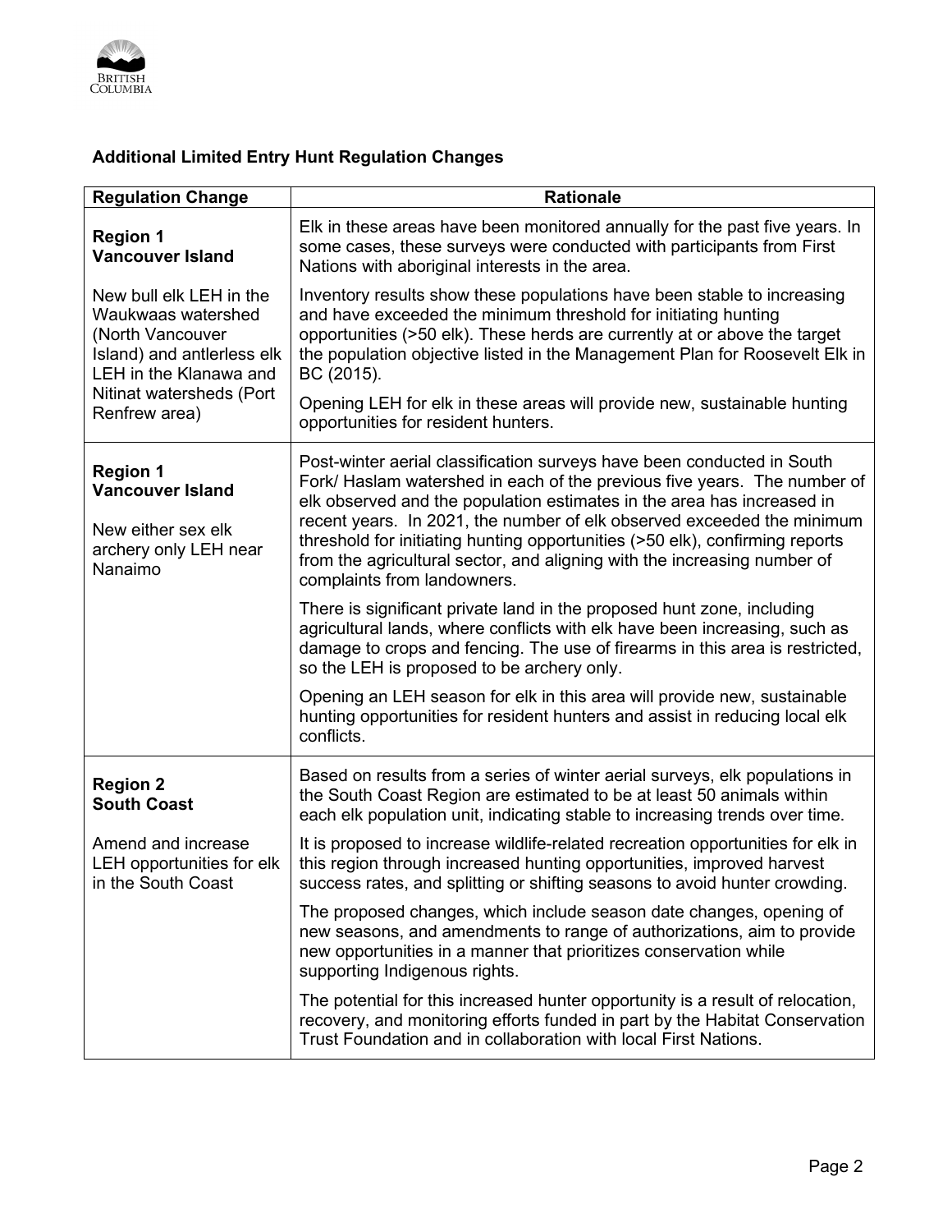## Additional Limited Entry Hunt Regulation Changes

| Regulation Change | Rationale |
|---|---|
| **Region 1 Vancouver Island**<br><br>New bull elk LEH in the Waukwaas watershed (North Vancouver Island) and antlerless elk LEH in the Klanawa and Nitinat watersheds (Port Renfrew area) | Elk in these areas have been monitored annually for the past five years. In some cases, these surveys were conducted with participants from First Nations with aboriginal interests in the area.<br><br>Inventory results show these populations have been stable to increasing and have exceeded the minimum threshold for initiating hunting opportunities (>50 elk). These herds are currently at or above the target the population objective listed in the Management Plan for Roosevelt Elk in BC (2015).<br><br>Opening LEH for elk in these areas will provide new, sustainable hunting opportunities for resident hunters. |
| **Region 1 Vancouver Island**<br><br>New either sex elk archery only LEH near Nanaimo | Post-winter aerial classification surveys have been conducted in South Fork/ Haslam watershed in each of the previous five years. The number of elk observed and the population estimates in the area has increased in recent years. In 2021, the number of elk observed exceeded the minimum threshold for initiating hunting opportunities (>50 elk), confirming reports from the agricultural sector, and aligning with the increasing number of complaints from landowners.<br><br>There is significant private land in the proposed hunt zone, including agricultural lands, where conflicts with elk have been increasing, such as damage to crops and fencing. The use of firearms in this area is restricted, so the LEH is proposed to be archery only.<br><br>Opening an LEH season for elk in this area will provide new, sustainable hunting opportunities for resident hunters and assist in reducing local elk conflicts. |
| **Region 2 South Coast**<br><br>Amend and increase LEH opportunities for elk in the South Coast | Based on results from a series of winter aerial surveys, elk populations in the South Coast Region are estimated to be at least 50 animals within each elk population unit, indicating stable to increasing trends over time.<br><br>It is proposed to increase wildlife-related recreation opportunities for elk in this region through increased hunting opportunities, improved harvest success rates, and splitting or shifting seasons to avoid hunter crowding.<br><br>The proposed changes, which include season date changes, opening of new seasons, and amendments to range of authorizations, aim to provide new opportunities in a manner that prioritizes conservation while supporting Indigenous rights.<br><br>The potential for this increased hunter opportunity is a result of relocation, recovery, and monitoring efforts funded in part by the Habitat Conservation Trust Foundation and in collaboration with local First Nations. |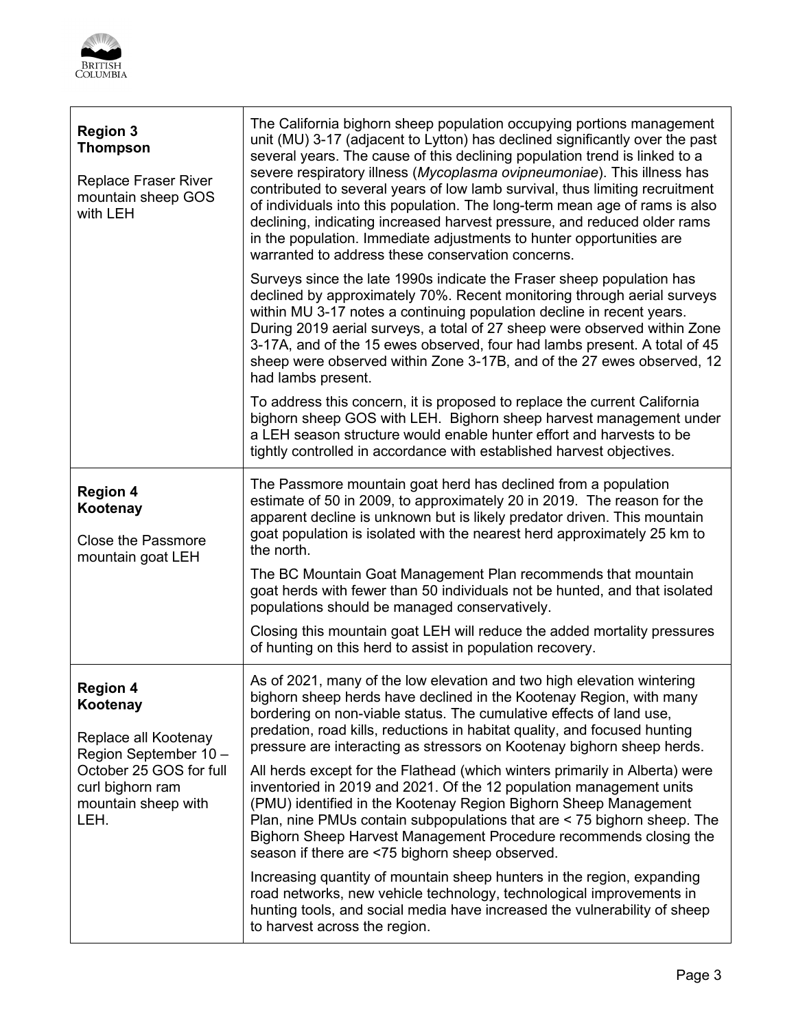| | |
|---|---|
| **Region 3**<br>**Thompson**<br><br>Replace Fraser River mountain sheep GOS with LEH | The California bighorn sheep population occupying portions management unit (MU) 3-17 (adjacent to Lytton) has declined significantly over the past several years. The cause of this declining population trend is linked to a severe respiratory illness (*Mycoplasma ovipneumoniae*). This illness has contributed to several years of low lamb survival, thus limiting recruitment of individuals into this population. The long-term mean age of rams is also declining, indicating increased harvest pressure, and reduced older rams in the population. Immediate adjustments to hunter opportunities are warranted to address these conservation concerns.<br><br>Surveys since the late 1990s indicate the Fraser sheep population has declined by approximately 70%. Recent monitoring through aerial surveys within MU 3-17 notes a continuing population decline in recent years. During 2019 aerial surveys, a total of 27 sheep were observed within Zone 3-17A, and of the 15 ewes observed, four had lambs present. A total of 45 sheep were observed within Zone 3-17B, and of the 27 ewes observed, 12 had lambs present.<br><br>To address this concern, it is proposed to replace the current California bighorn sheep GOS with LEH. Bighorn sheep harvest management under a LEH season structure would enable hunter effort and harvests to be tightly controlled in accordance with established harvest objectives. |
| **Region 4**<br>**Kootenay**<br><br>Close the Passmore mountain goat LEH | The Passmore mountain goat herd has declined from a population estimate of 50 in 2009, to approximately 20 in 2019. The reason for the apparent decline is unknown but is likely predator driven. This mountain goat population is isolated with the nearest herd approximately 25 km to the north.<br><br>The BC Mountain Goat Management Plan recommends that mountain goat herds with fewer than 50 individuals not be hunted, and that isolated populations should be managed conservatively.<br><br>Closing this mountain goat LEH will reduce the added mortality pressures of hunting on this herd to assist in population recovery. |
| **Region 4**<br>**Kootenay**<br><br>Replace all Kootenay Region September 10 – October 25 GOS for full curl bighorn ram mountain sheep with LEH. | As of 2021, many of the low elevation and two high elevation wintering bighorn sheep herds have declined in the Kootenay Region, with many bordering on non-viable status. The cumulative effects of land use, predation, road kills, reductions in habitat quality, and focused hunting pressure are interacting as stressors on Kootenay bighorn sheep herds.<br><br>All herds except for the Flathead (which winters primarily in Alberta) were inventoried in 2019 and 2021. Of the 12 population management units (PMU) identified in the Kootenay Region Bighorn Sheep Management Plan, nine PMUs contain subpopulations that are < 75 bighorn sheep. The Bighorn Sheep Harvest Management Procedure recommends closing the season if there are <75 bighorn sheep observed.<br><br>Increasing quantity of mountain sheep hunters in the region, expanding road networks, new vehicle technology, technological improvements in hunting tools, and social media have increased the vulnerability of sheep to harvest across the region. |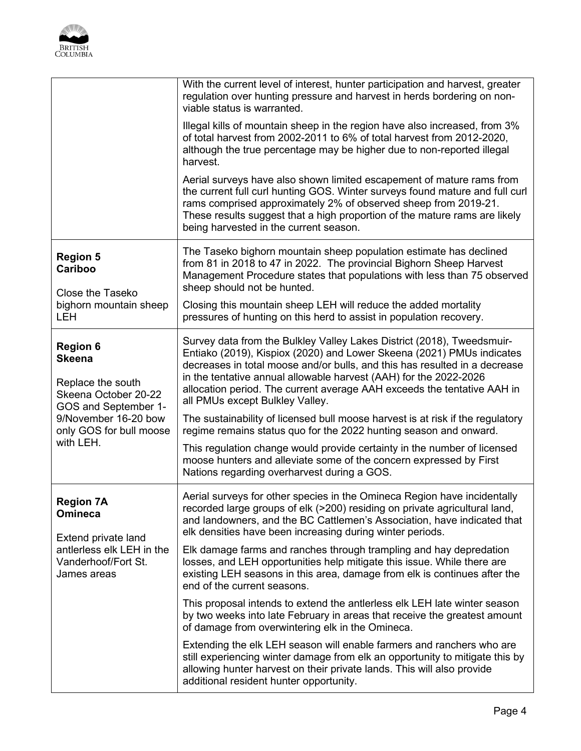| | |
|---|---|
| | With the current level of interest, hunter participation and harvest, greater regulation over hunting pressure and harvest in herds bordering on non-viable status is warranted.<br><br>Illegal kills of mountain sheep in the region have also increased, from 3% of total harvest from 2002-2011 to 6% of total harvest from 2012-2020, although the true percentage may be higher due to non-reported illegal harvest.<br><br>Aerial surveys have also shown limited escapement of mature rams from the current full curl hunting GOS. Winter surveys found mature and full curl rams comprised approximately 2% of observed sheep from 2019-21. These results suggest that a high proportion of the mature rams are likely being harvested in the current season. |
| **Region 5**<br>**Cariboo**<br><br>Close the Taseko bighorn mountain sheep LEH | The Taseko bighorn mountain sheep population estimate has declined from 81 in 2018 to 47 in 2022. The provincial Bighorn Sheep Harvest Management Procedure states that populations with less than 75 observed sheep should not be hunted.<br><br>Closing this mountain sheep LEH will reduce the added mortality pressures of hunting on this herd to assist in population recovery. |
| **Region 6**<br>**Skeena**<br><br>Replace the south Skeena October 20-22 GOS and September 1-9/November 16-20 bow only GOS for bull moose with LEH. | Survey data from the Bulkley Valley Lakes District (2018), Tweedsmuir-Entiako (2019), Kispiox (2020) and Lower Skeena (2021) PMUs indicates decreases in total moose and/or bulls, and this has resulted in a decrease in the tentative annual allowable harvest (AAH) for the 2022-2026 allocation period. The current average AAH exceeds the tentative AAH in all PMUs except Bulkley Valley.<br><br>The sustainability of licensed bull moose harvest is at risk if the regulatory regime remains status quo for the 2022 hunting season and onward.<br><br>This regulation change would provide certainty in the number of licensed moose hunters and alleviate some of the concern expressed by First Nations regarding overharvest during a GOS. |
| **Region 7A**<br>**Omineca**<br><br>Extend private land antlerless elk LEH in the Vanderhoof/Fort St. James areas | Aerial surveys for other species in the Omineca Region have incidentally recorded large groups of elk (>200) residing on private agricultural land, and landowners, and the BC Cattlemen's Association, have indicated that elk densities have been increasing during winter periods.<br><br>Elk damage farms and ranches through trampling and hay depredation losses, and LEH opportunities help mitigate this issue. While there are existing LEH seasons in this area, damage from elk is continues after the end of the current seasons.<br><br>This proposal intends to extend the antlerless elk LEH late winter season by two weeks into late February in areas that receive the greatest amount of damage from overwintering elk in the Omineca.<br><br>Extending the elk LEH season will enable farmers and ranchers who are still experiencing winter damage from elk an opportunity to mitigate this by allowing hunter harvest on their private lands. This will also provide additional resident hunter opportunity. |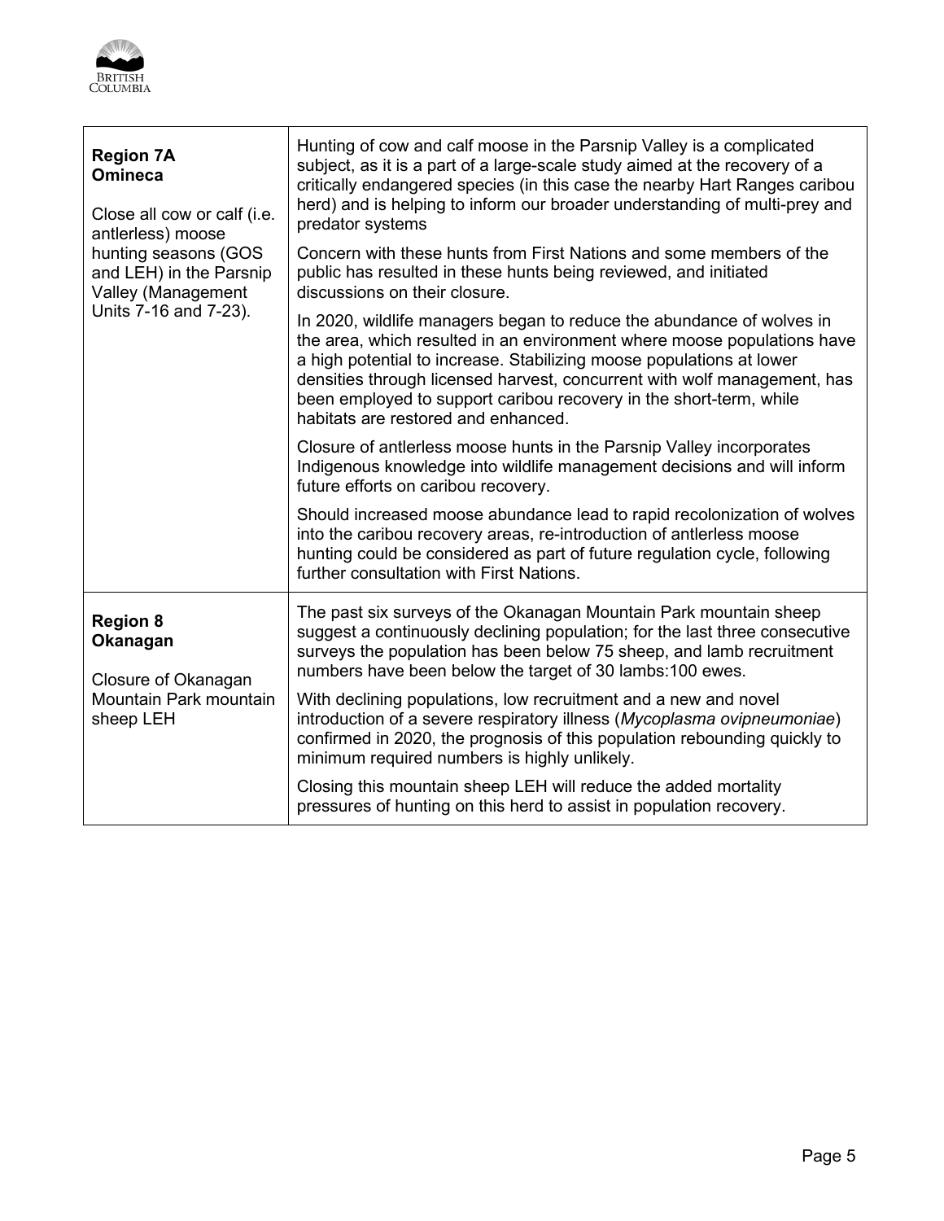| | |
|---|---|
| **Region 7A Omineca**<br><br>Close all cow or calf (i.e. antlerless) moose hunting seasons (GOS and LEH) in the Parsnip Valley (Management Units 7-16 and 7-23). | Hunting of cow and calf moose in the Parsnip Valley is a complicated subject, as it is a part of a large-scale study aimed at the recovery of a critically endangered species (in this case the nearby Hart Ranges caribou herd) and is helping to inform our broader understanding of multi-prey and predator systems<br><br>Concern with these hunts from First Nations and some members of the public has resulted in these hunts being reviewed, and initiated discussions on their closure.<br><br>In 2020, wildlife managers began to reduce the abundance of wolves in the area, which resulted in an environment where moose populations have a high potential to increase. Stabilizing moose populations at lower densities through licensed harvest, concurrent with wolf management, has been employed to support caribou recovery in the short-term, while habitats are restored and enhanced.<br><br>Closure of antlerless moose hunts in the Parsnip Valley incorporates Indigenous knowledge into wildlife management decisions and will inform future efforts on caribou recovery.<br><br>Should increased moose abundance lead to rapid recolonization of wolves into the caribou recovery areas, re-introduction of antlerless moose hunting could be considered as part of future regulation cycle, following further consultation with First Nations. |
| **Region 8 Okanagan**<br><br>Closure of Okanagan Mountain Park mountain sheep LEH | The past six surveys of the Okanagan Mountain Park mountain sheep suggest a continuously declining population; for the last three consecutive surveys the population has been below 75 sheep, and lamb recruitment numbers have been below the target of 30 lambs:100 ewes.<br><br>With declining populations, low recruitment and a new and novel introduction of a severe respiratory illness (*Mycoplasma ovipneumoniae*) confirmed in 2020, the prognosis of this population rebounding quickly to minimum required numbers is highly unlikely.<br><br>Closing this mountain sheep LEH will reduce the added mortality pressures of hunting on this herd to assist in population recovery. |